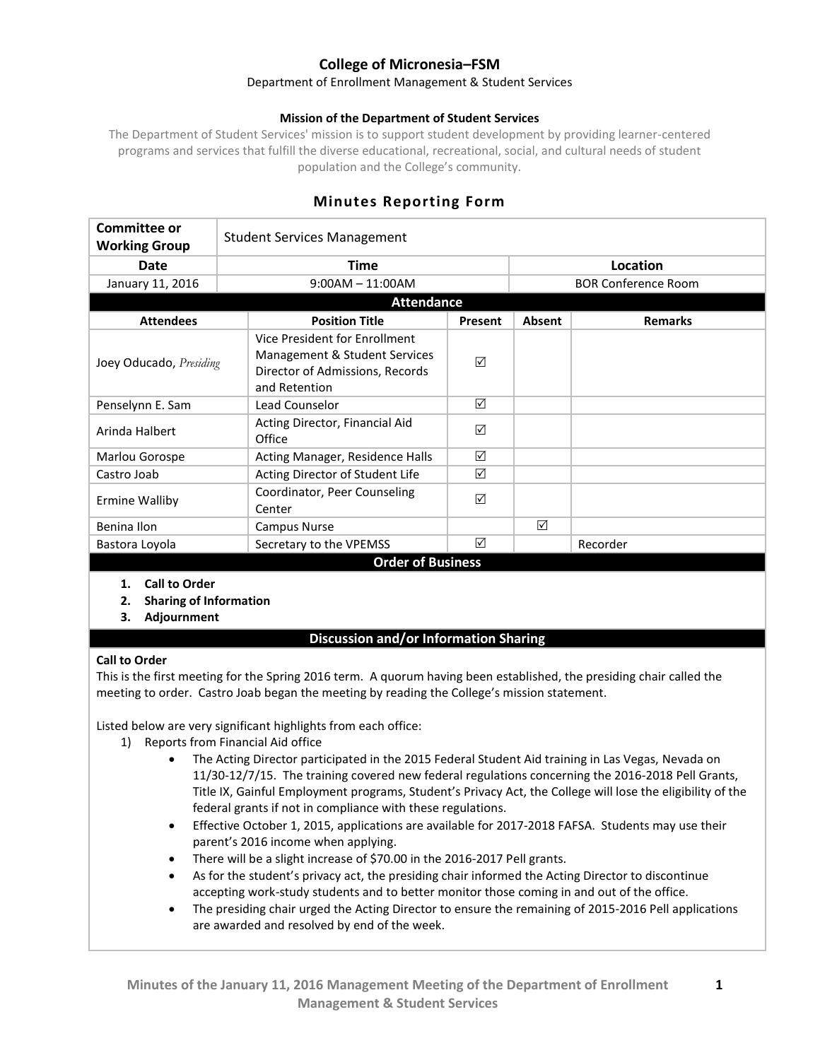# College of Micronesia–FSM

Department of Enrollment Management & Student Services

**Mission of the Department of Student Services**

The Department of Student Services' mission is to support student development by providing learner-centered programs and services that fulfill the diverse educational, recreational, social, and cultural needs of student population and the College's community.

## Minutes Reporting Form

| Committee or Working Group | Student Services Management | |
|---|---|---|
| **Date** | **Time** | **Location** |
| January 11, 2016 | 9:00AM – 11:00AM | BOR Conference Room |

**Attendance**

| Attendees | Position Title | Present | Absent | Remarks |
|---|---|---|---|---|
| Joey Oducado, *Presiding* | Vice President for Enrollment Management & Student Services Director of Admissions, Records and Retention | ☑ | | |
| Penselynn E. Sam | Lead Counselor | ☑ | | |
| Arinda Halbert | Acting Director, Financial Aid Office | ☑ | | |
| Marlou Gorospe | Acting Manager, Residence Halls | ☑ | | |
| Castro Joab | Acting Director of Student Life | ☑ | | |
| Ermine Walliby | Coordinator, Peer Counseling Center | ☑ | | |
| Benina Ilon | Campus Nurse | | ☑ | |
| Bastora Loyola | Secretary to the VPEMSS | ☑ | | Recorder |

**Order of Business**

1. **Call to Order**
2. **Sharing of Information**
3. **Adjournment**

**Discussion and/or Information Sharing**

**Call to Order**

This is the first meeting for the Spring 2016 term. A quorum having been established, the presiding chair called the meeting to order. Castro Joab began the meeting by reading the College's mission statement.

Listed below are very significant highlights from each office:

1) Reports from Financial Aid office
   - The Acting Director participated in the 2015 Federal Student Aid training in Las Vegas, Nevada on 11/30-12/7/15. The training covered new federal regulations concerning the 2016-2018 Pell Grants, Title IX, Gainful Employment programs, Student's Privacy Act, the College will lose the eligibility of the federal grants if not in compliance with these regulations.
   - Effective October 1, 2015, applications are available for 2017-2018 FAFSA. Students may use their parent's 2016 income when applying.
   - There will be a slight increase of $70.00 in the 2016-2017 Pell grants.
   - As for the student's privacy act, the presiding chair informed the Acting Director to discontinue accepting work-study students and to better monitor those coming in and out of the office.
   - The presiding chair urged the Acting Director to ensure the remaining of 2015-2016 Pell applications are awarded and resolved by end of the week.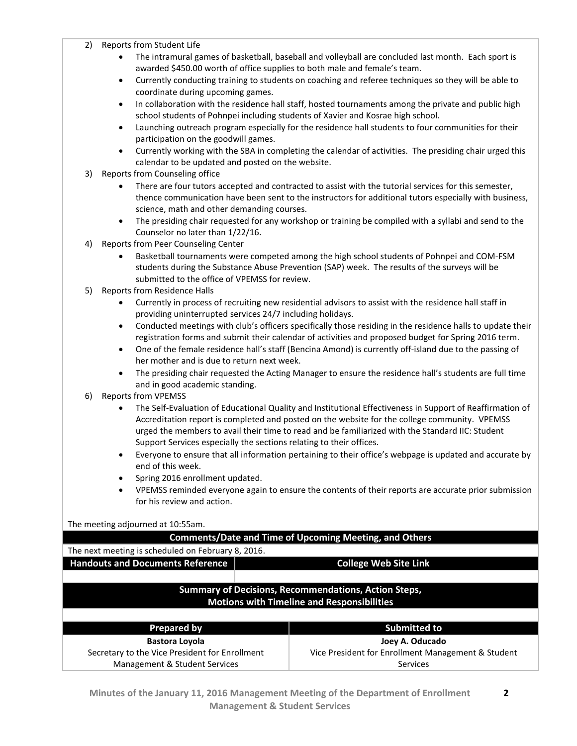2) Reports from Student Life
   - The intramural games of basketball, baseball and volleyball are concluded last month. Each sport is awarded $450.00 worth of office supplies to both male and female's team.
   - Currently conducting training to students on coaching and referee techniques so they will be able to coordinate during upcoming games.
   - In collaboration with the residence hall staff, hosted tournaments among the private and public high school students of Pohnpei including students of Xavier and Kosrae high school.
   - Launching outreach program especially for the residence hall students to four communities for their participation on the goodwill games.
   - Currently working with the SBA in completing the calendar of activities. The presiding chair urged this calendar to be updated and posted on the website.
3) Reports from Counseling office
   - There are four tutors accepted and contracted to assist with the tutorial services for this semester, thence communication have been sent to the instructors for additional tutors especially with business, science, math and other demanding courses.
   - The presiding chair requested for any workshop or training be compiled with a syllabi and send to the Counselor no later than 1/22/16.
4) Reports from Peer Counseling Center
   - Basketball tournaments were competed among the high school students of Pohnpei and COM-FSM students during the Substance Abuse Prevention (SAP) week. The results of the surveys will be submitted to the office of VPEMSS for review.
5) Reports from Residence Halls
   - Currently in process of recruiting new residential advisors to assist with the residence hall staff in providing uninterrupted services 24/7 including holidays.
   - Conducted meetings with club's officers specifically those residing in the residence halls to update their registration forms and submit their calendar of activities and proposed budget for Spring 2016 term.
   - One of the female residence hall's staff (Bencina Amond) is currently off-island due to the passing of her mother and is due to return next week.
   - The presiding chair requested the Acting Manager to ensure the residence hall's students are full time and in good academic standing.
6) Reports from VPEMSS
   - The Self-Evaluation of Educational Quality and Institutional Effectiveness in Support of Reaffirmation of Accreditation report is completed and posted on the website for the college community. VPEMSS urged the members to avail their time to read and be familiarized with the Standard IIC: Student Support Services especially the sections relating to their offices.
   - Everyone to ensure that all information pertaining to their office's webpage is updated and accurate by end of this week.
   - Spring 2016 enrollment updated.
   - VPEMSS reminded everyone again to ensure the contents of their reports are accurate prior submission for his review and action.

The meeting adjourned at 10:55am.

| **Comments/Date and Time of Upcoming Meeting, and Others** | |
|---|---|
| The next meeting is scheduled on February 8, 2016. | |
| **Handouts and Documents Reference** | **College Web Site Link** |
| | |

| **Summary of Decisions, Recommendations, Action Steps, Motions with Timeline and Responsibilities** |
|---|
| |

| **Prepared by** | **Submitted to** |
|---|---|
| **Bastora Loyola**<br>Secretary to the Vice President for Enrollment Management & Student Services | **Joey A. Oducado**<br>Vice President for Enrollment Management & Student Services |